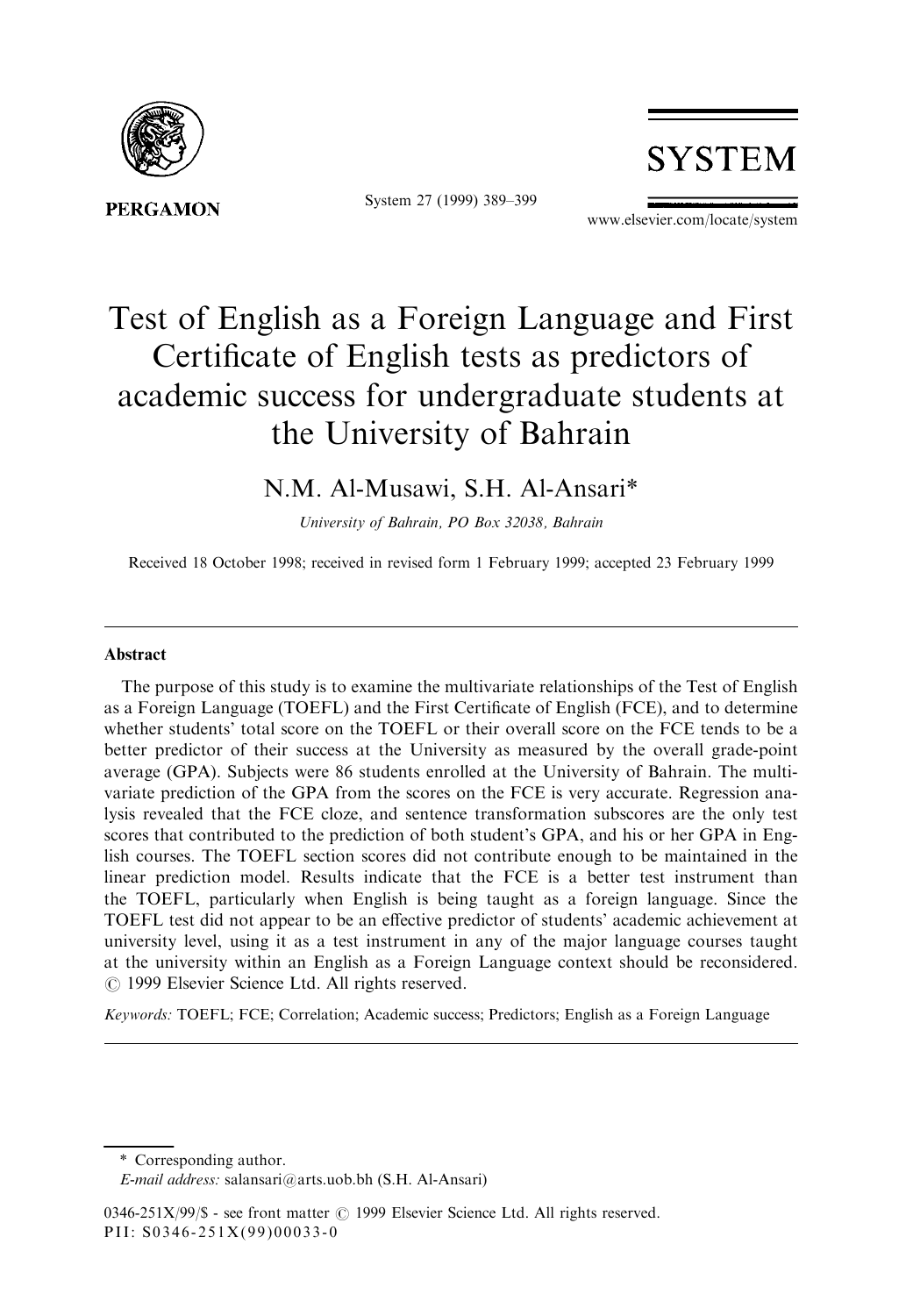# Test of English as a Foreign Language and First Certificate of English tests as predictors of academic success for undergraduate students at the University of Bahrain

N.M. Al-Musawi, S.H. Al-Ansari*

*University of Bahrain, PO Box 32038, Bahrain*

Received 18 October 1998; received in revised form 1 February 1999; accepted 23 February 1999

## Abstract

The purpose of this study is to examine the multivariate relationships of the Test of English as a Foreign Language (TOEFL) and the First Certificate of English (FCE), and to determine whether students' total score on the TOEFL or their overall score on the FCE tends to be a better predictor of their success at the University as measured by the overall grade-point average (GPA). Subjects were 86 students enrolled at the University of Bahrain. The multivariate prediction of the GPA from the scores on the FCE is very accurate. Regression analysis revealed that the FCE cloze, and sentence transformation subscores are the only test scores that contributed to the prediction of both student's GPA, and his or her GPA in English courses. The TOEFL section scores did not contribute enough to be maintained in the linear prediction model. Results indicate that the FCE is a better test instrument than the TOEFL, particularly when English is being taught as a foreign language. Since the TOEFL test did not appear to be an effective predictor of students' academic achievement at university level, using it as a test instrument in any of the major language courses taught at the university within an English as a Foreign Language context should be reconsidered. © 1999 Elsevier Science Ltd. All rights reserved.

*Keywords:* TOEFL; FCE; Correlation; Academic success; Predictors; English as a Foreign Language

---

\* Corresponding author.
*E-mail address:* salansari@arts.uob.bh (S.H. Al-Ansari)

0346-251X/99/$ - see front matter © 1999 Elsevier Science Ltd. All rights reserved.
PII: S0346-251X(99)00033-0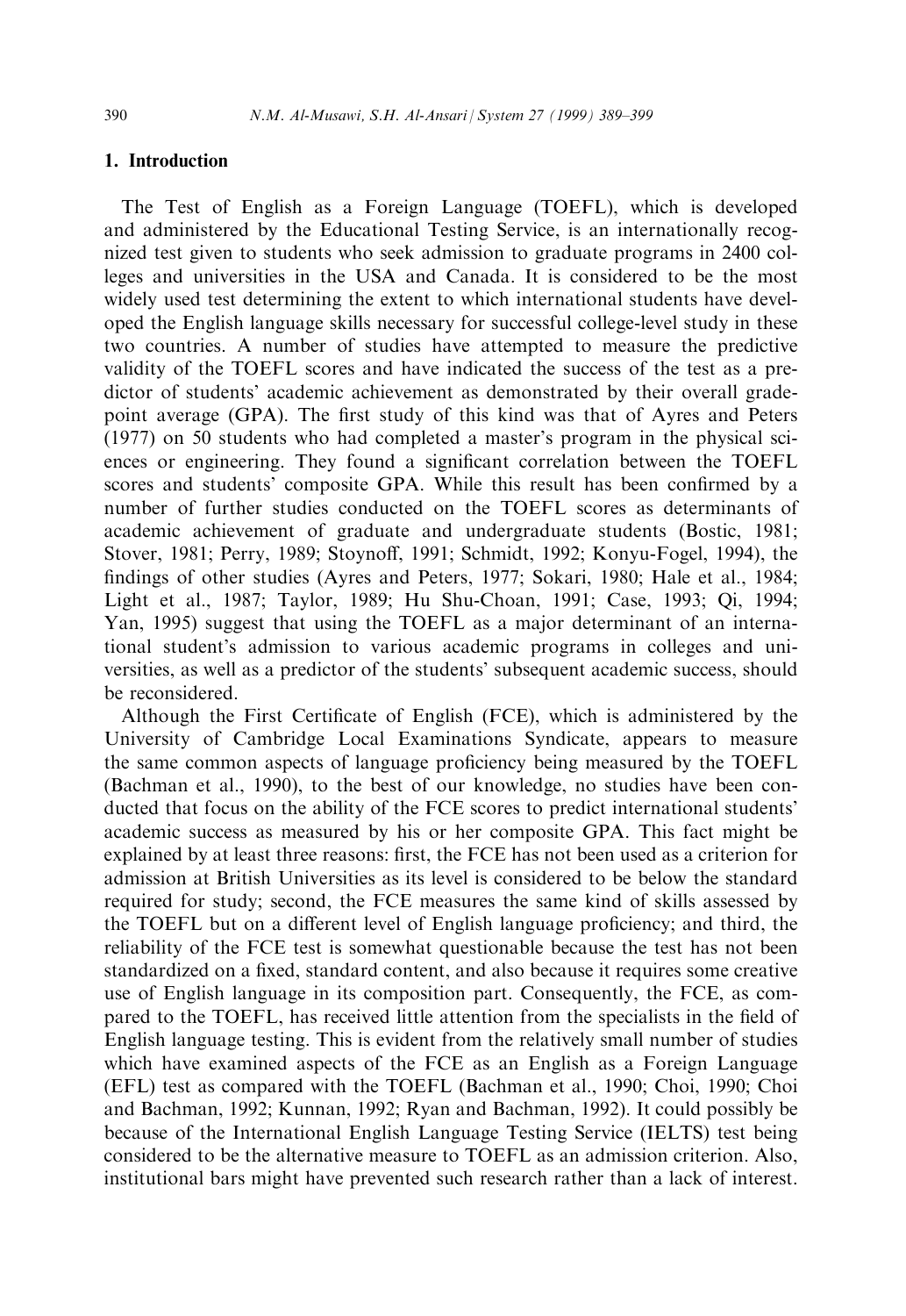## 1. Introduction

The Test of English as a Foreign Language (TOEFL), which is developed and administered by the Educational Testing Service, is an internationally recognized test given to students who seek admission to graduate programs in 2400 colleges and universities in the USA and Canada. It is considered to be the most widely used test determining the extent to which international students have developed the English language skills necessary for successful college-level study in these two countries. A number of studies have attempted to measure the predictive validity of the TOEFL scores and have indicated the success of the test as a predictor of students' academic achievement as demonstrated by their overall grade-point average (GPA). The first study of this kind was that of Ayres and Peters (1977) on 50 students who had completed a master's program in the physical sciences or engineering. They found a significant correlation between the TOEFL scores and students' composite GPA. While this result has been confirmed by a number of further studies conducted on the TOEFL scores as determinants of academic achievement of graduate and undergraduate students (Bostic, 1981; Stover, 1981; Perry, 1989; Stoynoff, 1991; Schmidt, 1992; Konyu-Fogel, 1994), the findings of other studies (Ayres and Peters, 1977; Sokari, 1980; Hale et al., 1984; Light et al., 1987; Taylor, 1989; Hu Shu-Choan, 1991; Case, 1993; Qi, 1994; Yan, 1995) suggest that using the TOEFL as a major determinant of an international student's admission to various academic programs in colleges and universities, as well as a predictor of the students' subsequent academic success, should be reconsidered.

Although the First Certificate of English (FCE), which is administered by the University of Cambridge Local Examinations Syndicate, appears to measure the same common aspects of language proficiency being measured by the TOEFL (Bachman et al., 1990), to the best of our knowledge, no studies have been conducted that focus on the ability of the FCE scores to predict international students' academic success as measured by his or her composite GPA. This fact might be explained by at least three reasons: first, the FCE has not been used as a criterion for admission at British Universities as its level is considered to be below the standard required for study; second, the FCE measures the same kind of skills assessed by the TOEFL but on a different level of English language proficiency; and third, the reliability of the FCE test is somewhat questionable because the test has not been standardized on a fixed, standard content, and also because it requires some creative use of English language in its composition part. Consequently, the FCE, as compared to the TOEFL, has received little attention from the specialists in the field of English language testing. This is evident from the relatively small number of studies which have examined aspects of the FCE as an English as a Foreign Language (EFL) test as compared with the TOEFL (Bachman et al., 1990; Choi, 1990; Choi and Bachman, 1992; Kunnan, 1992; Ryan and Bachman, 1992). It could possibly be because of the International English Language Testing Service (IELTS) test being considered to be the alternative measure to TOEFL as an admission criterion. Also, institutional bars might have prevented such research rather than a lack of interest.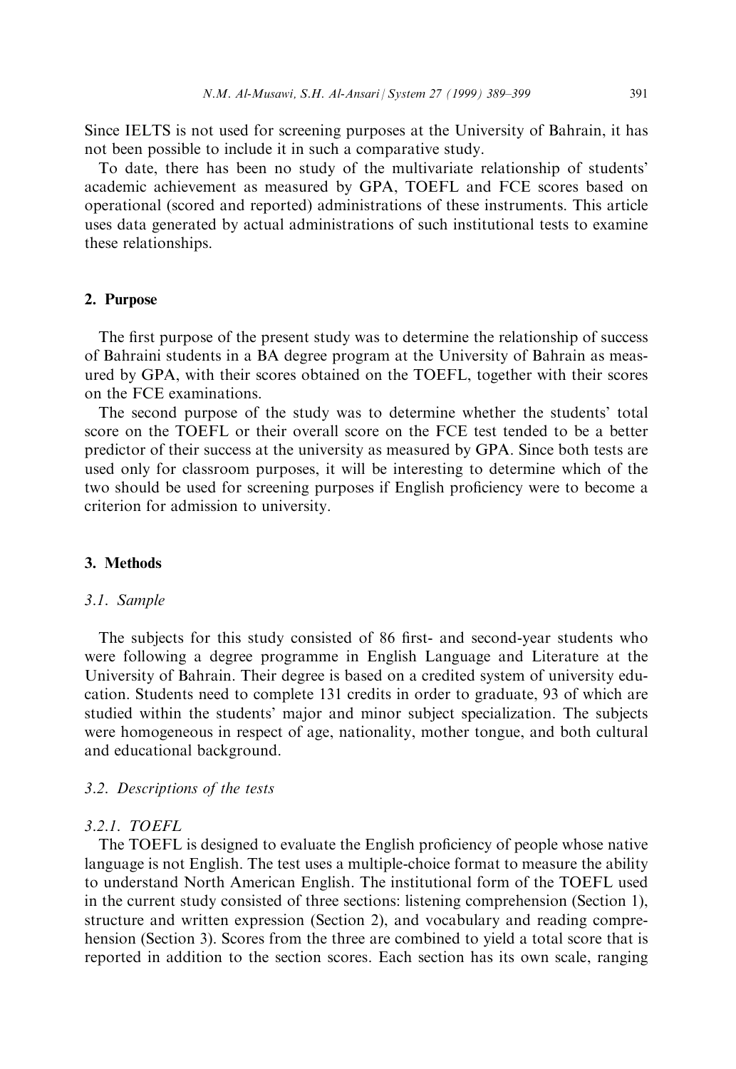Since IELTS is not used for screening purposes at the University of Bahrain, it has not been possible to include it in such a comparative study.

To date, there has been no study of the multivariate relationship of students' academic achievement as measured by GPA, TOEFL and FCE scores based on operational (scored and reported) administrations of these instruments. This article uses data generated by actual administrations of such institutional tests to examine these relationships.

## 2. Purpose

The first purpose of the present study was to determine the relationship of success of Bahraini students in a BA degree program at the University of Bahrain as measured by GPA, with their scores obtained on the TOEFL, together with their scores on the FCE examinations.

The second purpose of the study was to determine whether the students' total score on the TOEFL or their overall score on the FCE test tended to be a better predictor of their success at the university as measured by GPA. Since both tests are used only for classroom purposes, it will be interesting to determine which of the two should be used for screening purposes if English proficiency were to become a criterion for admission to university.

## 3. Methods

### 3.1. Sample

The subjects for this study consisted of 86 first- and second-year students who were following a degree programme in English Language and Literature at the University of Bahrain. Their degree is based on a credited system of university education. Students need to complete 131 credits in order to graduate, 93 of which are studied within the students' major and minor subject specialization. The subjects were homogeneous in respect of age, nationality, mother tongue, and both cultural and educational background.

### 3.2. Descriptions of the tests

#### 3.2.1. TOEFL

The TOEFL is designed to evaluate the English proficiency of people whose native language is not English. The test uses a multiple-choice format to measure the ability to understand North American English. The institutional form of the TOEFL used in the current study consisted of three sections: listening comprehension (Section 1), structure and written expression (Section 2), and vocabulary and reading comprehension (Section 3). Scores from the three are combined to yield a total score that is reported in addition to the section scores. Each section has its own scale, ranging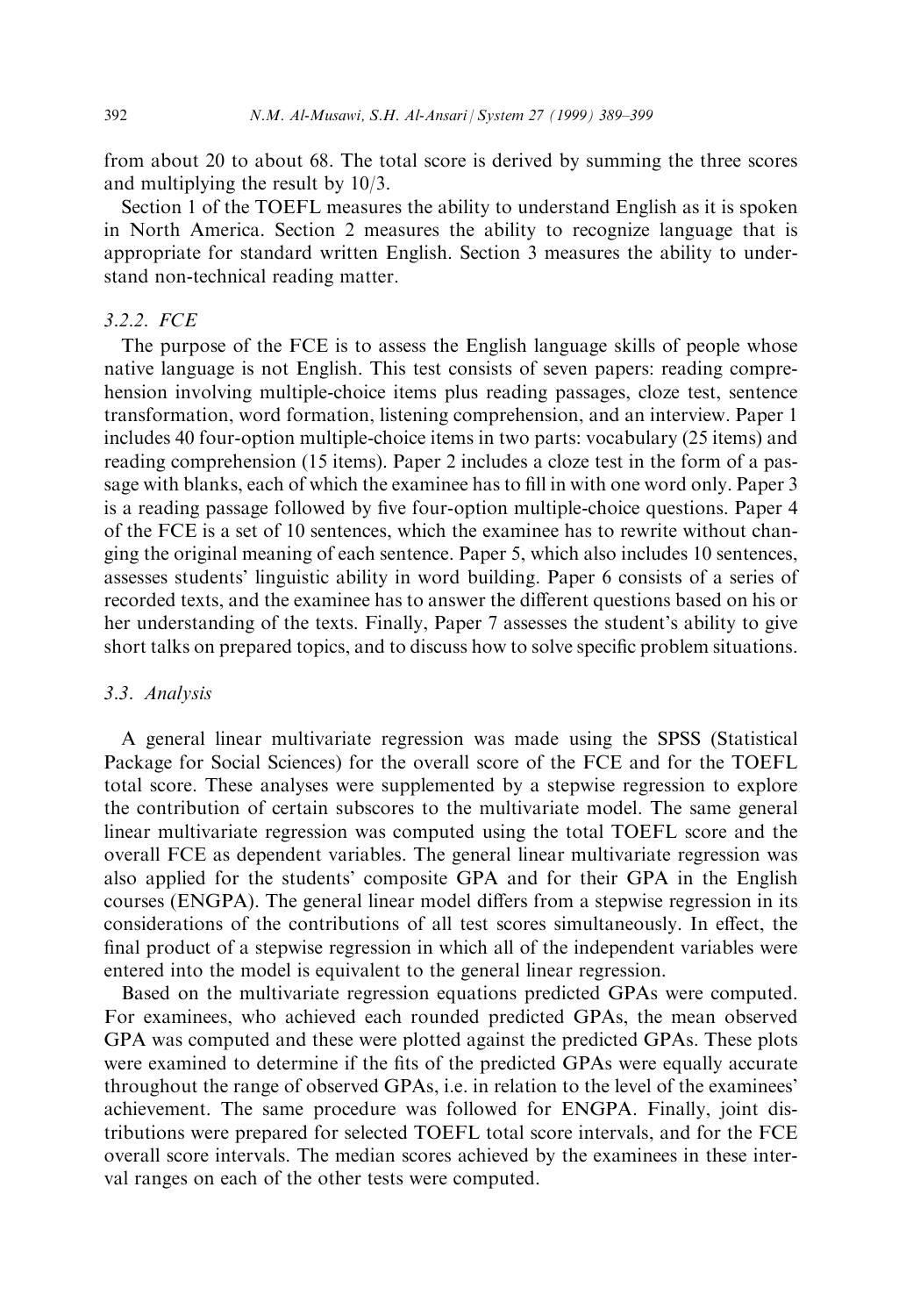from about 20 to about 68. The total score is derived by summing the three scores and multiplying the result by 10/3.

Section 1 of the TOEFL measures the ability to understand English as it is spoken in North America. Section 2 measures the ability to recognize language that is appropriate for standard written English. Section 3 measures the ability to understand non-technical reading matter.

#### *3.2.2. FCE*

The purpose of the FCE is to assess the English language skills of people whose native language is not English. This test consists of seven papers: reading comprehension involving multiple-choice items plus reading passages, cloze test, sentence transformation, word formation, listening comprehension, and an interview. Paper 1 includes 40 four-option multiple-choice items in two parts: vocabulary (25 items) and reading comprehension (15 items). Paper 2 includes a cloze test in the form of a passage with blanks, each of which the examinee has to fill in with one word only. Paper 3 is a reading passage followed by five four-option multiple-choice questions. Paper 4 of the FCE is a set of 10 sentences, which the examinee has to rewrite without changing the original meaning of each sentence. Paper 5, which also includes 10 sentences, assesses students' linguistic ability in word building. Paper 6 consists of a series of recorded texts, and the examinee has to answer the different questions based on his or her understanding of the texts. Finally, Paper 7 assesses the student's ability to give short talks on prepared topics, and to discuss how to solve specific problem situations.

### *3.3. Analysis*

A general linear multivariate regression was made using the SPSS (Statistical Package for Social Sciences) for the overall score of the FCE and for the TOEFL total score. These analyses were supplemented by a stepwise regression to explore the contribution of certain subscores to the multivariate model. The same general linear multivariate regression was computed using the total TOEFL score and the overall FCE as dependent variables. The general linear multivariate regression was also applied for the students' composite GPA and for their GPA in the English courses (ENGPA). The general linear model differs from a stepwise regression in its considerations of the contributions of all test scores simultaneously. In effect, the final product of a stepwise regression in which all of the independent variables were entered into the model is equivalent to the general linear regression.

Based on the multivariate regression equations predicted GPAs were computed. For examinees, who achieved each rounded predicted GPAs, the mean observed GPA was computed and these were plotted against the predicted GPAs. These plots were examined to determine if the fits of the predicted GPAs were equally accurate throughout the range of observed GPAs, i.e. in relation to the level of the examinees' achievement. The same procedure was followed for ENGPA. Finally, joint distributions were prepared for selected TOEFL total score intervals, and for the FCE overall score intervals. The median scores achieved by the examinees in these interval ranges on each of the other tests were computed.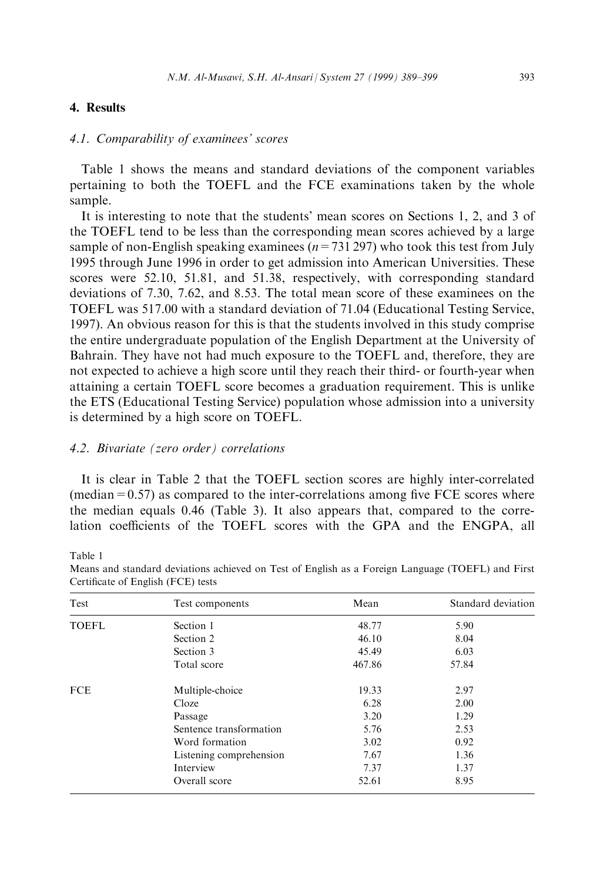## 4. Results

### 4.1. Comparability of examinees' scores

Table 1 shows the means and standard deviations of the component variables pertaining to both the TOEFL and the FCE examinations taken by the whole sample.

It is interesting to note that the students' mean scores on Sections 1, 2, and 3 of the TOEFL tend to be less than the corresponding mean scores achieved by a large sample of non-English speaking examinees ($n = 731\,297$) who took this test from July 1995 through June 1996 in order to get admission into American Universities. These scores were 52.10, 51.81, and 51.38, respectively, with corresponding standard deviations of 7.30, 7.62, and 8.53. The total mean score of these examinees on the TOEFL was 517.00 with a standard deviation of 71.04 (Educational Testing Service, 1997). An obvious reason for this is that the students involved in this study comprise the entire undergraduate population of the English Department at the University of Bahrain. They have not had much exposure to the TOEFL and, therefore, they are not expected to achieve a high score until they reach their third- or fourth-year when attaining a certain TOEFL score becomes a graduation requirement. This is unlike the ETS (Educational Testing Service) population whose admission into a university is determined by a high score on TOEFL.

### 4.2. Bivariate (zero order) correlations

It is clear in Table 2 that the TOEFL section scores are highly inter-correlated (median = 0.57) as compared to the inter-correlations among five FCE scores where the median equals 0.46 (Table 3). It also appears that, compared to the correlation coefficients of the TOEFL scores with the GPA and the ENGPA, all

Table 1
Means and standard deviations achieved on Test of English as a Foreign Language (TOEFL) and First Certificate of English (FCE) tests

| Test | Test components | Mean | Standard deviation |
|---|---|---|---|
| TOEFL | Section 1 | 48.77 | 5.90 |
| | Section 2 | 46.10 | 8.04 |
| | Section 3 | 45.49 | 6.03 |
| | Total score | 467.86 | 57.84 |
| FCE | Multiple-choice | 19.33 | 2.97 |
| | Cloze | 6.28 | 2.00 |
| | Passage | 3.20 | 1.29 |
| | Sentence transformation | 5.76 | 2.53 |
| | Word formation | 3.02 | 0.92 |
| | Listening comprehension | 7.67 | 1.36 |
| | Interview | 7.37 | 1.37 |
| | Overall score | 52.61 | 8.95 |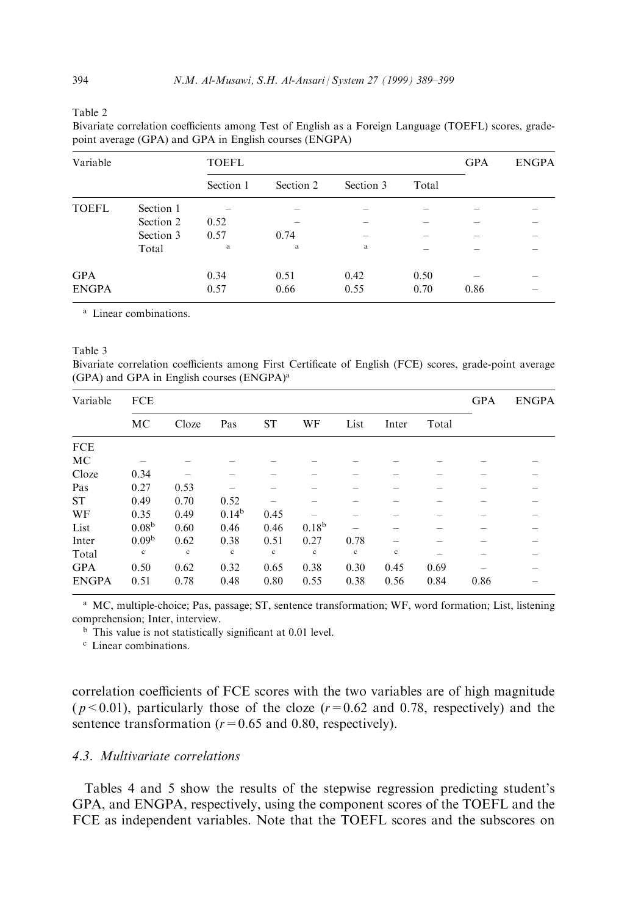Table 2
Bivariate correlation coefficients among Test of English as a Foreign Language (TOEFL) scores, grade-point average (GPA) and GPA in English courses (ENGPA)

| Variable | | TOEFL | | | | GPA | ENGPA |
|---|---|---|---|---|---|---|---|
| | | Section 1 | Section 2 | Section 3 | Total | | |
| TOEFL | Section 1 | – | – | – | – | – | – |
| | Section 2 | 0.52 | – | – | – | – | – |
| | Section 3 | 0.57 | 0.74 | – | – | – | – |
| | Total | [a] | [a] | [a] | – | – | – |
| GPA | | 0.34 | 0.51 | 0.42 | 0.50 | – | – |
| ENGPA | | 0.57 | 0.66 | 0.55 | 0.70 | 0.86 | – |

[a] Linear combinations.

Table 3
Bivariate correlation coefficients among First Certificate of English (FCE) scores, grade-point average (GPA) and GPA in English courses (ENGPA)[a]

| Variable | FCE | | | | | | | | GPA | ENGPA |
|---|---|---|---|---|---|---|---|---|---|---|
| | MC | Cloze | Pas | ST | WF | List | Inter | Total | | |
| FCE | | | | | | | | | | |
| MC | – | – | – | – | – | – | – | – | – | – |
| Cloze | 0.34 | – | – | – | – | – | – | – | – | – |
| Pas | 0.27 | 0.53 | – | – | – | – | – | – | – | – |
| ST | 0.49 | 0.70 | 0.52 | – | – | – | – | – | – | – |
| WF | 0.35 | 0.49 | 0.14[b] | 0.45 | – | – | – | – | – | – |
| List | 0.08[b] | 0.60 | 0.46 | 0.46 | 0.18[b] | – | – | – | – | – |
| Inter | 0.09[b] | 0.62 | 0.38 | 0.51 | 0.27 | 0.78 | – | – | – | – |
| Total | [c] | [c] | [c] | [c] | [c] | [c] | [c] | – | – | – |
| GPA | 0.50 | 0.62 | 0.32 | 0.65 | 0.38 | 0.30 | 0.45 | 0.69 | – | – |
| ENGPA | 0.51 | 0.78 | 0.48 | 0.80 | 0.55 | 0.38 | 0.56 | 0.84 | 0.86 | – |

[a] MC, multiple-choice; Pas, passage; ST, sentence transformation; WF, word formation; List, listening comprehension; Inter, interview.

[b] This value is not statistically significant at 0.01 level.

[c] Linear combinations.

correlation coefficients of FCE scores with the two variables are of high magnitude ($p < 0.01$), particularly those of the cloze ($r = 0.62$ and 0.78, respectively) and the sentence transformation ($r = 0.65$ and 0.80, respectively).

### 4.3. *Multivariate correlations*

Tables 4 and 5 show the results of the stepwise regression predicting student's GPA, and ENGPA, respectively, using the component scores of the TOEFL and the FCE as independent variables. Note that the TOEFL scores and the subscores on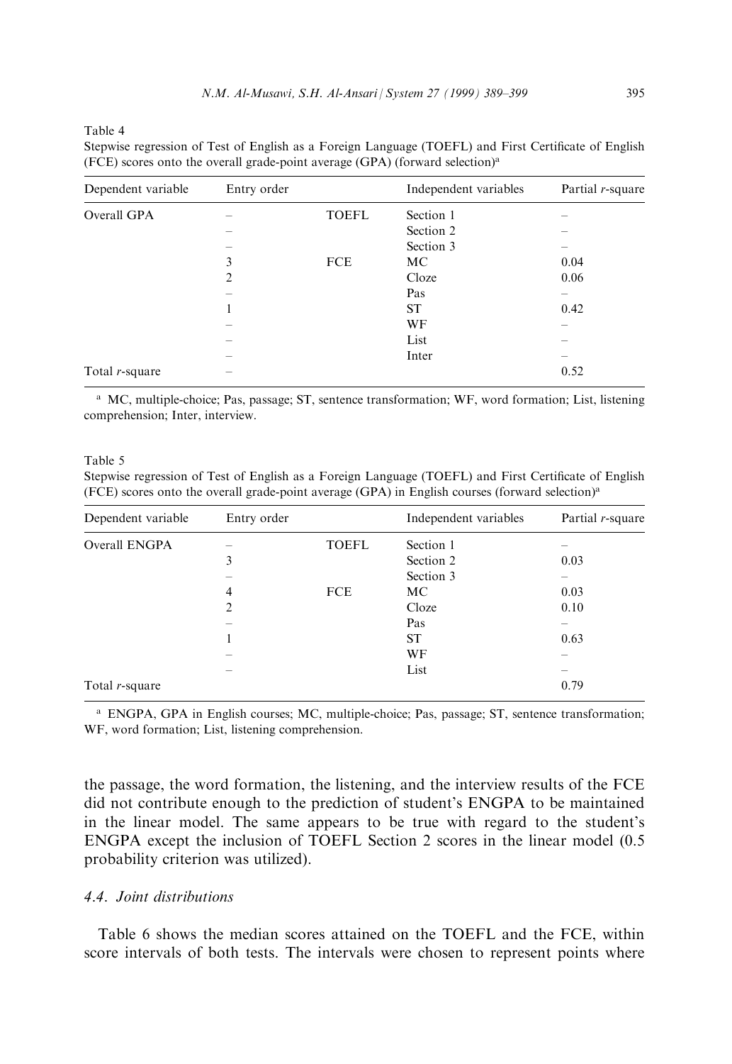Table 4

Stepwise regression of Test of English as a Foreign Language (TOEFL) and First Certificate of English (FCE) scores onto the overall grade-point average (GPA) (forward selection)[a]

| Dependent variable | Entry order | | Independent variables | Partial $r$-square |
|---|---|---|---|---|
| Overall GPA | – | TOEFL | Section 1 | – |
| | – | | Section 2 | – |
| | – | | Section 3 | – |
| | 3 | FCE | MC | 0.04 |
| | 2 | | Cloze | 0.06 |
| | – | | Pas | – |
| | 1 | | ST | 0.42 |
| | – | | WF | – |
| | – | | List | – |
| | – | | Inter | – |
| Total $r$-square | – | | | 0.52 |

[a] MC, multiple-choice; Pas, passage; ST, sentence transformation; WF, word formation; List, listening comprehension; Inter, interview.

Table 5

Stepwise regression of Test of English as a Foreign Language (TOEFL) and First Certificate of English (FCE) scores onto the overall grade-point average (GPA) in English courses (forward selection)[a]

| Dependent variable | Entry order | | Independent variables | Partial $r$-square |
|---|---|---|---|---|
| Overall ENGPA | – | TOEFL | Section 1 | – |
| | 3 | | Section 2 | 0.03 |
| | – | | Section 3 | – |
| | 4 | FCE | MC | 0.03 |
| | 2 | | Cloze | 0.10 |
| | – | | Pas | – |
| | 1 | | ST | 0.63 |
| | – | | WF | – |
| | – | | List | – |
| Total $r$-square | | | | 0.79 |

[a] ENGPA, GPA in English courses; MC, multiple-choice; Pas, passage; ST, sentence transformation; WF, word formation; List, listening comprehension.

the passage, the word formation, the listening, and the interview results of the FCE did not contribute enough to the prediction of student's ENGPA to be maintained in the linear model. The same appears to be true with regard to the student's ENGPA except the inclusion of TOEFL Section 2 scores in the linear model (0.5 probability criterion was utilized).

### 4.4. Joint distributions

Table 6 shows the median scores attained on the TOEFL and the FCE, within score intervals of both tests. The intervals were chosen to represent points where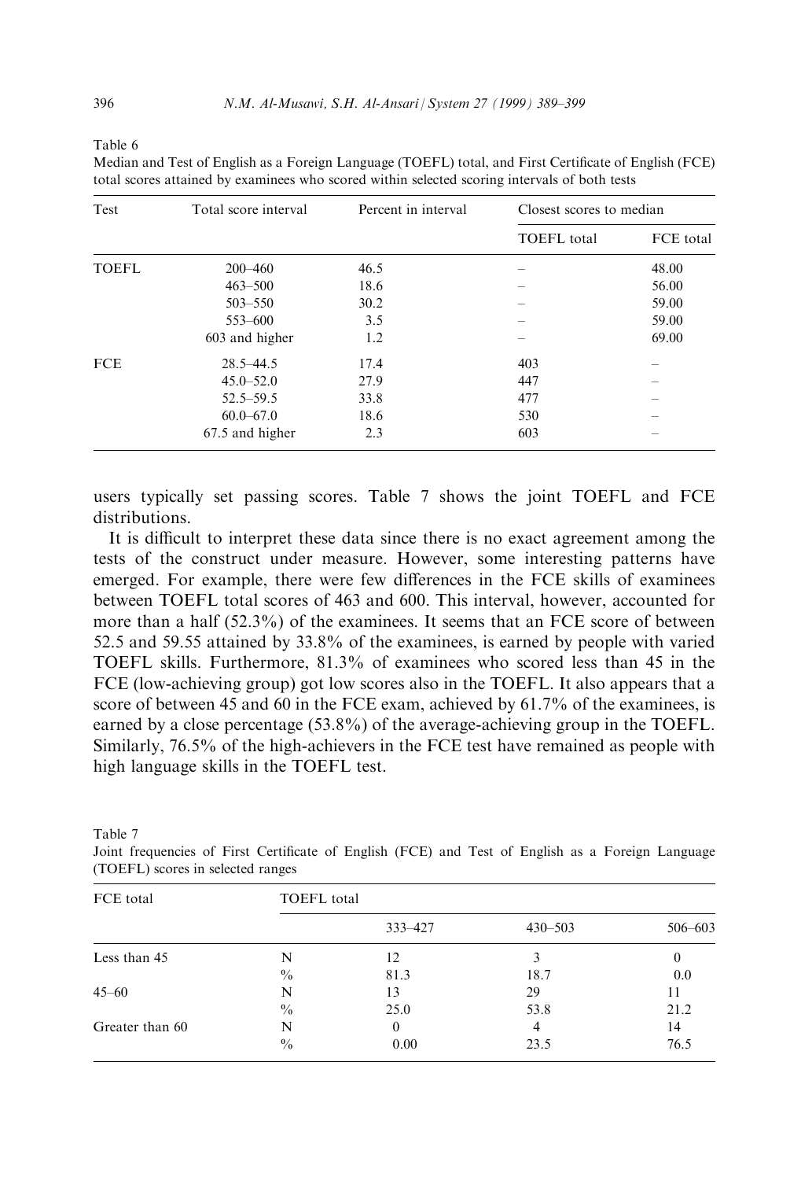Table 6

Median and Test of English as a Foreign Language (TOEFL) total, and First Certificate of English (FCE) total scores attained by examinees who scored within selected scoring intervals of both tests

| Test | Total score interval | Percent in interval | Closest scores to median | |
|---|---|---|---|---|
| | | | TOEFL total | FCE total |
| TOEFL | 200–460 | 46.5 | – | 48.00 |
| | 463–500 | 18.6 | – | 56.00 |
| | 503–550 | 30.2 | – | 59.00 |
| | 553–600 | 3.5 | – | 59.00 |
| | 603 and higher | 1.2 | – | 69.00 |
| FCE | 28.5–44.5 | 17.4 | 403 | – |
| | 45.0–52.0 | 27.9 | 447 | – |
| | 52.5–59.5 | 33.8 | 477 | – |
| | 60.0–67.0 | 18.6 | 530 | – |
| | 67.5 and higher | 2.3 | 603 | – |

users typically set passing scores. Table 7 shows the joint TOEFL and FCE distributions.

It is difficult to interpret these data since there is no exact agreement among the tests of the construct under measure. However, some interesting patterns have emerged. For example, there were few differences in the FCE skills of examinees between TOEFL total scores of 463 and 600. This interval, however, accounted for more than a half (52.3%) of the examinees. It seems that an FCE score of between 52.5 and 59.55 attained by 33.8% of the examinees, is earned by people with varied TOEFL skills. Furthermore, 81.3% of examinees who scored less than 45 in the FCE (low-achieving group) got low scores also in the TOEFL. It also appears that a score of between 45 and 60 in the FCE exam, achieved by 61.7% of the examinees, is earned by a close percentage (53.8%) of the average-achieving group in the TOEFL. Similarly, 76.5% of the high-achievers in the FCE test have remained as people with high language skills in the TOEFL test.

Table 7

Joint frequencies of First Certificate of English (FCE) and Test of English as a Foreign Language (TOEFL) scores in selected ranges

| FCE total | TOEFL total | | | |
|---|---|---|---|---|
| | | 333–427 | 430–503 | 506–603 |
| Less than 45 | N | 12 | 3 | 0 |
| | % | 81.3 | 18.7 | 0.0 |
| 45–60 | N | 13 | 29 | 11 |
| | % | 25.0 | 53.8 | 21.2 |
| Greater than 60 | N | 0 | 4 | 14 |
| | % | 0.00 | 23.5 | 76.5 |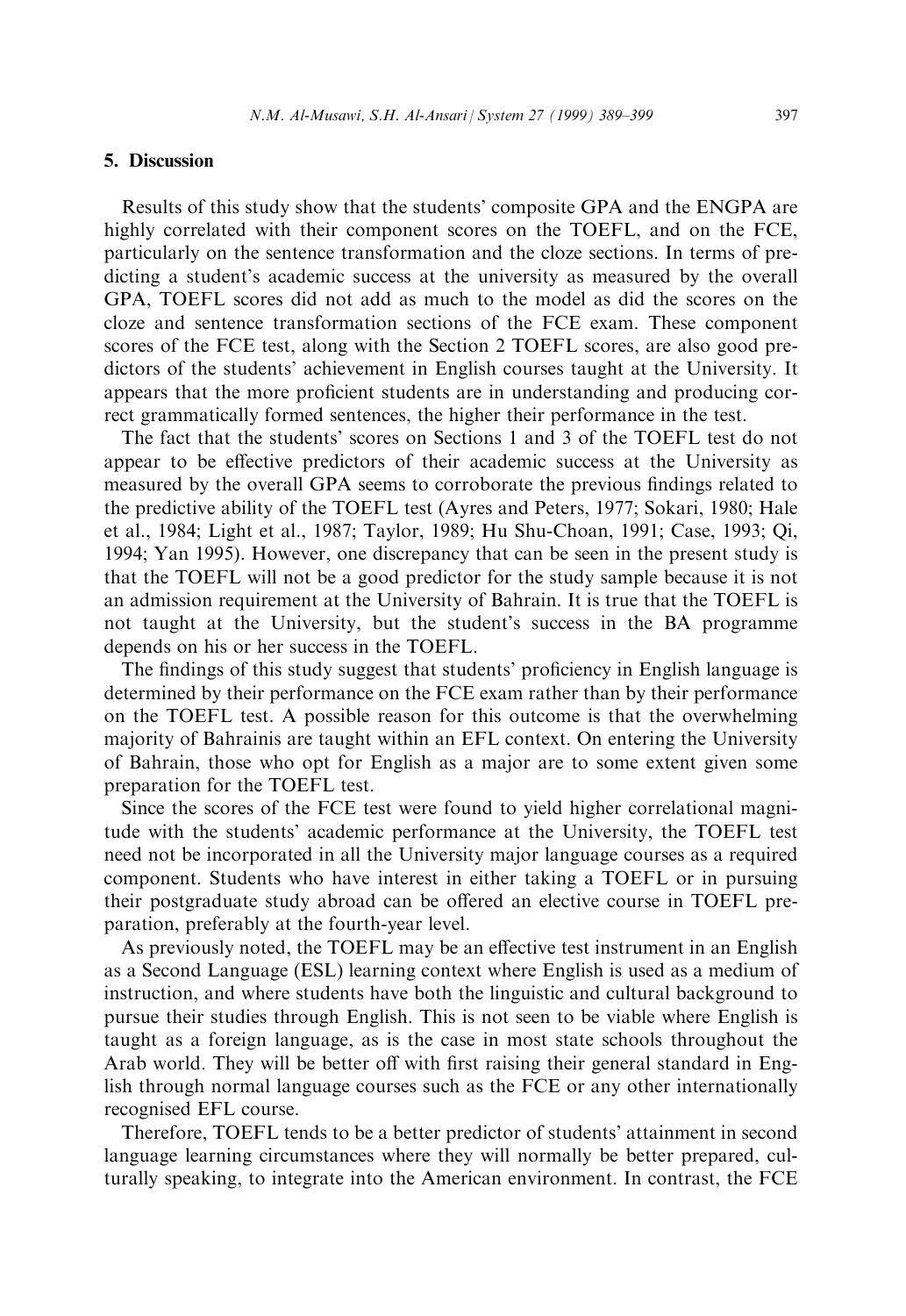## 5. Discussion

Results of this study show that the students' composite GPA and the ENGPA are highly correlated with their component scores on the TOEFL, and on the FCE, particularly on the sentence transformation and the cloze sections. In terms of predicting a student's academic success at the university as measured by the overall GPA, TOEFL scores did not add as much to the model as did the scores on the cloze and sentence transformation sections of the FCE exam. These component scores of the FCE test, along with the Section 2 TOEFL scores, are also good predictors of the students' achievement in English courses taught at the University. It appears that the more proficient students are in understanding and producing correct grammatically formed sentences, the higher their performance in the test.

The fact that the students' scores on Sections 1 and 3 of the TOEFL test do not appear to be effective predictors of their academic success at the University as measured by the overall GPA seems to corroborate the previous findings related to the predictive ability of the TOEFL test (Ayres and Peters, 1977; Sokari, 1980; Hale et al., 1984; Light et al., 1987; Taylor, 1989; Hu Shu-Choan, 1991; Case, 1993; Qi, 1994; Yan 1995). However, one discrepancy that can be seen in the present study is that the TOEFL will not be a good predictor for the study sample because it is not an admission requirement at the University of Bahrain. It is true that the TOEFL is not taught at the University, but the student's success in the BA programme depends on his or her success in the TOEFL.

The findings of this study suggest that students' proficiency in English language is determined by their performance on the FCE exam rather than by their performance on the TOEFL test. A possible reason for this outcome is that the overwhelming majority of Bahrainis are taught within an EFL context. On entering the University of Bahrain, those who opt for English as a major are to some extent given some preparation for the TOEFL test.

Since the scores of the FCE test were found to yield higher correlational magnitude with the students' academic performance at the University, the TOEFL test need not be incorporated in all the University major language courses as a required component. Students who have interest in either taking a TOEFL or in pursuing their postgraduate study abroad can be offered an elective course in TOEFL preparation, preferably at the fourth-year level.

As previously noted, the TOEFL may be an effective test instrument in an English as a Second Language (ESL) learning context where English is used as a medium of instruction, and where students have both the linguistic and cultural background to pursue their studies through English. This is not seen to be viable where English is taught as a foreign language, as is the case in most state schools throughout the Arab world. They will be better off with first raising their general standard in English through normal language courses such as the FCE or any other internationally recognised EFL course.

Therefore, TOEFL tends to be a better predictor of students' attainment in second language learning circumstances where they will normally be better prepared, culturally speaking, to integrate into the American environment. In contrast, the FCE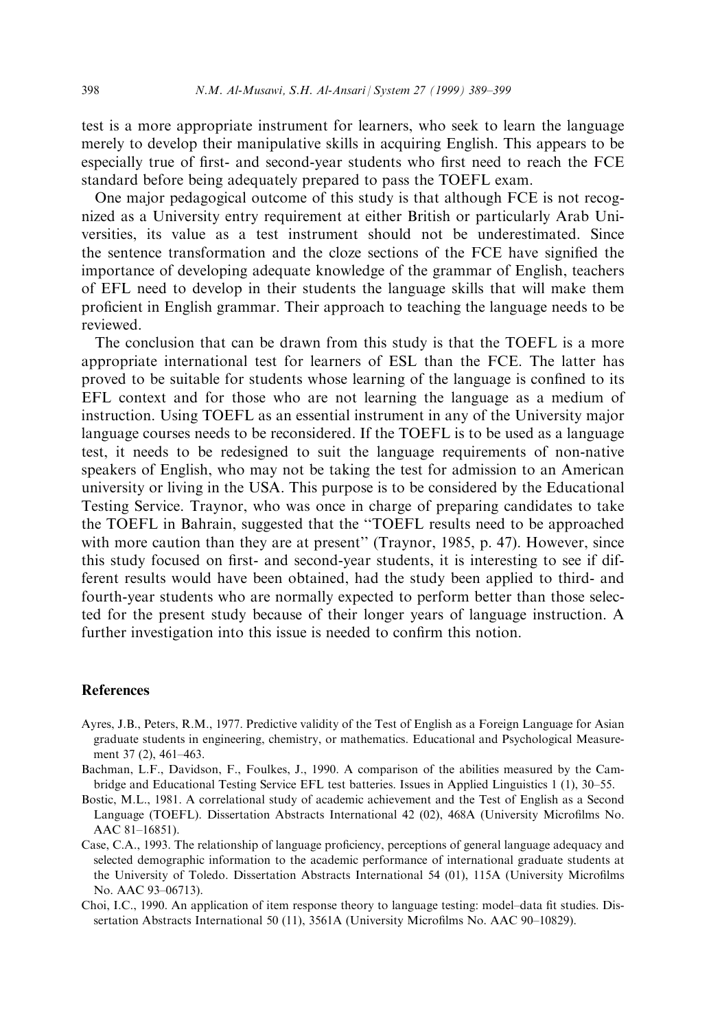test is a more appropriate instrument for learners, who seek to learn the language merely to develop their manipulative skills in acquiring English. This appears to be especially true of first- and second-year students who first need to reach the FCE standard before being adequately prepared to pass the TOEFL exam.

One major pedagogical outcome of this study is that although FCE is not recognized as a University entry requirement at either British or particularly Arab Universities, its value as a test instrument should not be underestimated. Since the sentence transformation and the cloze sections of the FCE have signified the importance of developing adequate knowledge of the grammar of English, teachers of EFL need to develop in their students the language skills that will make them proficient in English grammar. Their approach to teaching the language needs to be reviewed.

The conclusion that can be drawn from this study is that the TOEFL is a more appropriate international test for learners of ESL than the FCE. The latter has proved to be suitable for students whose learning of the language is confined to its EFL context and for those who are not learning the language as a medium of instruction. Using TOEFL as an essential instrument in any of the University major language courses needs to be reconsidered. If the TOEFL is to be used as a language test, it needs to be redesigned to suit the language requirements of non-native speakers of English, who may not be taking the test for admission to an American university or living in the USA. This purpose is to be considered by the Educational Testing Service. Traynor, who was once in charge of preparing candidates to take the TOEFL in Bahrain, suggested that the "TOEFL results need to be approached with more caution than they are at present" (Traynor, 1985, p. 47). However, since this study focused on first- and second-year students, it is interesting to see if different results would have been obtained, had the study been applied to third- and fourth-year students who are normally expected to perform better than those selected for the present study because of their longer years of language instruction. A further investigation into this issue is needed to confirm this notion.

## References

Ayres, J.B., Peters, R.M., 1977. Predictive validity of the Test of English as a Foreign Language for Asian graduate students in engineering, chemistry, or mathematics. Educational and Psychological Measurement 37 (2), 461–463.

Bachman, L.F., Davidson, F., Foulkes, J., 1990. A comparison of the abilities measured by the Cambridge and Educational Testing Service EFL test batteries. Issues in Applied Linguistics 1 (1), 30–55.

Bostic, M.L., 1981. A correlational study of academic achievement and the Test of English as a Second Language (TOEFL). Dissertation Abstracts International 42 (02), 468A (University Microfilms No. AAC 81–16851).

Case, C.A., 1993. The relationship of language proficiency, perceptions of general language adequacy and selected demographic information to the academic performance of international graduate students at the University of Toledo. Dissertation Abstracts International 54 (01), 115A (University Microfilms No. AAC 93–06713).

Choi, I.C., 1990. An application of item response theory to language testing: model–data fit studies. Dissertation Abstracts International 50 (11), 3561A (University Microfilms No. AAC 90–10829).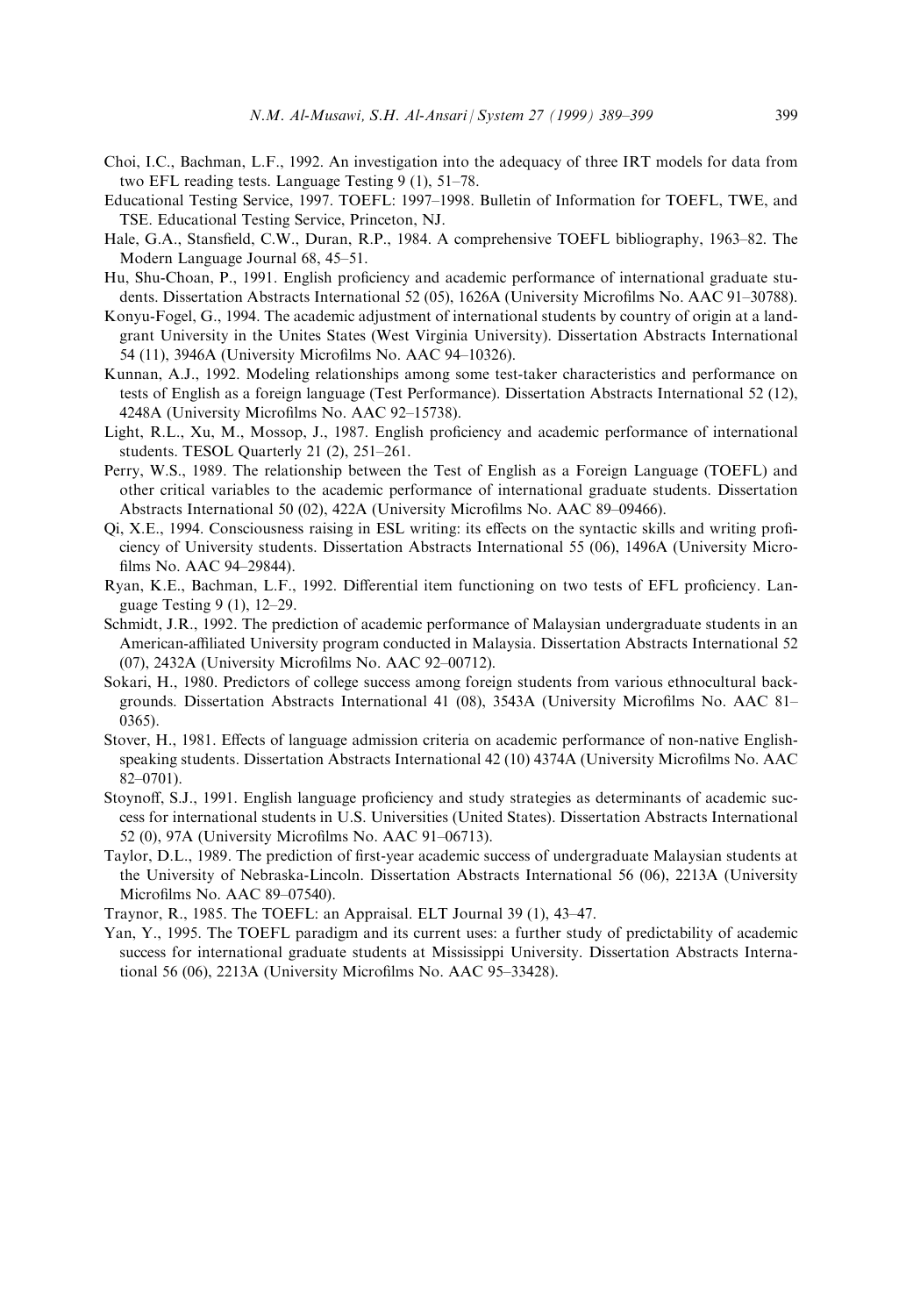Choi, I.C., Bachman, L.F., 1992. An investigation into the adequacy of three IRT models for data from two EFL reading tests. Language Testing 9 (1), 51–78.

Educational Testing Service, 1997. TOEFL: 1997–1998. Bulletin of Information for TOEFL, TWE, and TSE. Educational Testing Service, Princeton, NJ.

Hale, G.A., Stansfield, C.W., Duran, R.P., 1984. A comprehensive TOEFL bibliography, 1963–82. The Modern Language Journal 68, 45–51.

Hu, Shu-Choan, P., 1991. English proficiency and academic performance of international graduate students. Dissertation Abstracts International 52 (05), 1626A (University Microfilms No. AAC 91–30788).

Konyu-Fogel, G., 1994. The academic adjustment of international students by country of origin at a land-grant University in the Unites States (West Virginia University). Dissertation Abstracts International 54 (11), 3946A (University Microfilms No. AAC 94–10326).

Kunnan, A.J., 1992. Modeling relationships among some test-taker characteristics and performance on tests of English as a foreign language (Test Performance). Dissertation Abstracts International 52 (12), 4248A (University Microfilms No. AAC 92–15738).

Light, R.L., Xu, M., Mossop, J., 1987. English proficiency and academic performance of international students. TESOL Quarterly 21 (2), 251–261.

Perry, W.S., 1989. The relationship between the Test of English as a Foreign Language (TOEFL) and other critical variables to the academic performance of international graduate students. Dissertation Abstracts International 50 (02), 422A (University Microfilms No. AAC 89–09466).

Qi, X.E., 1994. Consciousness raising in ESL writing: its effects on the syntactic skills and writing proficiency of University students. Dissertation Abstracts International 55 (06), 1496A (University Microfilms No. AAC 94–29844).

Ryan, K.E., Bachman, L.F., 1992. Differential item functioning on two tests of EFL proficiency. Language Testing 9 (1), 12–29.

Schmidt, J.R., 1992. The prediction of academic performance of Malaysian undergraduate students in an American-affiliated University program conducted in Malaysia. Dissertation Abstracts International 52 (07), 2432A (University Microfilms No. AAC 92–00712).

Sokari, H., 1980. Predictors of college success among foreign students from various ethnocultural backgrounds. Dissertation Abstracts International 41 (08), 3543A (University Microfilms No. AAC 81–0365).

Stover, H., 1981. Effects of language admission criteria on academic performance of non-native English-speaking students. Dissertation Abstracts International 42 (10) 4374A (University Microfilms No. AAC 82–0701).

Stoynoff, S.J., 1991. English language proficiency and study strategies as determinants of academic success for international students in U.S. Universities (United States). Dissertation Abstracts International 52 (0), 97A (University Microfilms No. AAC 91–06713).

Taylor, D.L., 1989. The prediction of first-year academic success of undergraduate Malaysian students at the University of Nebraska-Lincoln. Dissertation Abstracts International 56 (06), 2213A (University Microfilms No. AAC 89–07540).

Traynor, R., 1985. The TOEFL: an Appraisal. ELT Journal 39 (1), 43–47.

Yan, Y., 1995. The TOEFL paradigm and its current uses: a further study of predictability of academic success for international graduate students at Mississippi University. Dissertation Abstracts International 56 (06), 2213A (University Microfilms No. AAC 95–33428).